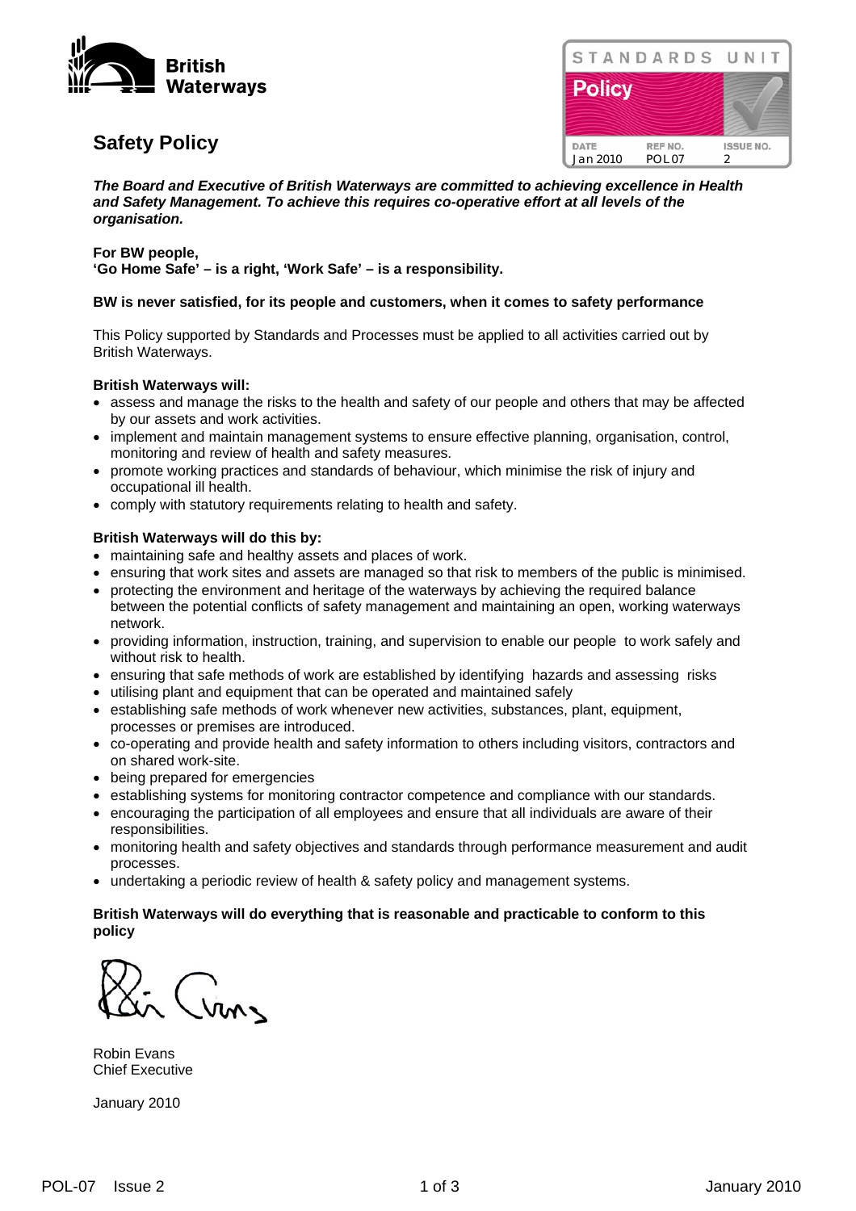British Waterways

# Safety Policy

| STANDARDS UNIT | | |
|---|---|---|
| Policy | | |
| DATE | REF NO. | ISSUE NO. |
| Jan 2010 | POL07 | 2 |

***The Board and Executive of British Waterways are committed to achieving excellence in Health and Safety Management. To achieve this requires co-operative effort at all levels of the organisation.***

**For BW people,**
**'Go Home Safe' – is a right, 'Work Safe' – is a responsibility.**

**BW is never satisfied, for its people and customers, when it comes to safety performance**

This Policy supported by Standards and Processes must be applied to all activities carried out by British Waterways.

**British Waterways will:**

- assess and manage the risks to the health and safety of our people and others that may be affected by our assets and work activities.
- implement and maintain management systems to ensure effective planning, organisation, control, monitoring and review of health and safety measures.
- promote working practices and standards of behaviour, which minimise the risk of injury and occupational ill health.
- comply with statutory requirements relating to health and safety.

**British Waterways will do this by:**

- maintaining safe and healthy assets and places of work.
- ensuring that work sites and assets are managed so that risk to members of the public is minimised.
- protecting the environment and heritage of the waterways by achieving the required balance between the potential conflicts of safety management and maintaining an open, working waterways network.
- providing information, instruction, training, and supervision to enable our people to work safely and without risk to health.
- ensuring that safe methods of work are established by identifying hazards and assessing risks
- utilising plant and equipment that can be operated and maintained safely
- establishing safe methods of work whenever new activities, substances, plant, equipment, processes or premises are introduced.
- co-operating and provide health and safety information to others including visitors, contractors and on shared work-site.
- being prepared for emergencies
- establishing systems for monitoring contractor competence and compliance with our standards.
- encouraging the participation of all employees and ensure that all individuals are aware of their responsibilities.
- monitoring health and safety objectives and standards through performance measurement and audit processes.
- undertaking a periodic review of health & safety policy and management systems.

**British Waterways will do everything that is reasonable and practicable to conform to this policy**

Robin Evans
Chief Executive

January 2010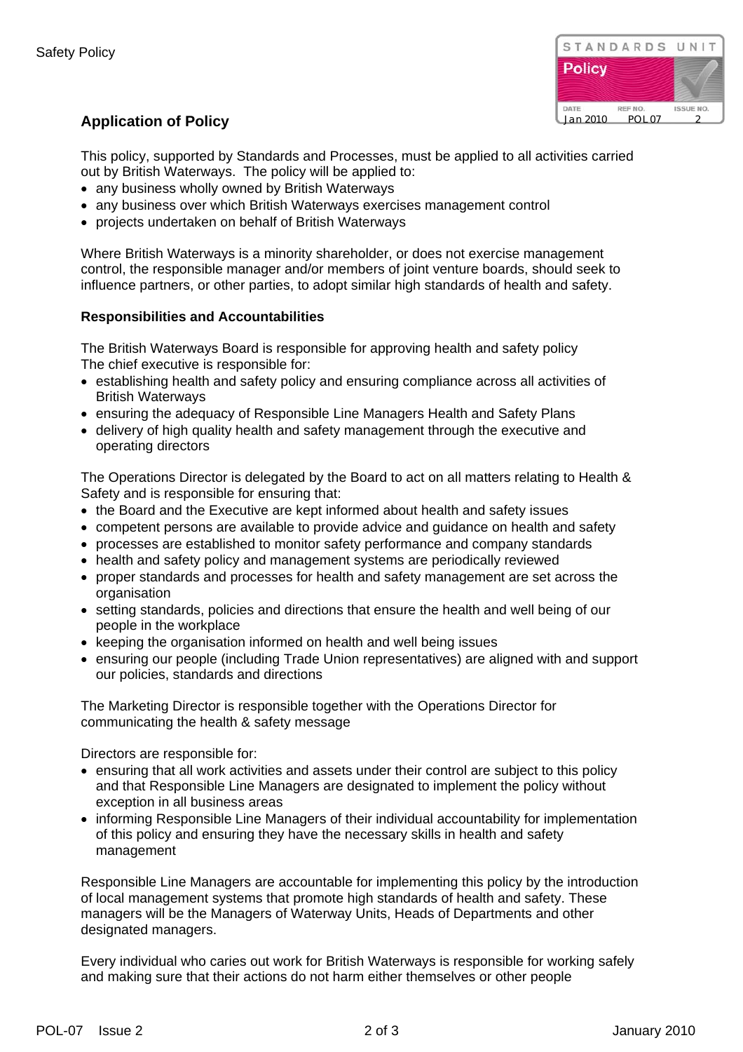## Application of Policy

This policy, supported by Standards and Processes, must be applied to all activities carried out by British Waterways. The policy will be applied to:

- any business wholly owned by British Waterways
- any business over which British Waterways exercises management control
- projects undertaken on behalf of British Waterways

Where British Waterways is a minority shareholder, or does not exercise management control, the responsible manager and/or members of joint venture boards, should seek to influence partners, or other parties, to adopt similar high standards of health and safety.

**Responsibilities and Accountabilities**

The British Waterways Board is responsible for approving health and safety policy
The chief executive is responsible for:

- establishing health and safety policy and ensuring compliance across all activities of British Waterways
- ensuring the adequacy of Responsible Line Managers Health and Safety Plans
- delivery of high quality health and safety management through the executive and operating directors

The Operations Director is delegated by the Board to act on all matters relating to Health & Safety and is responsible for ensuring that:

- the Board and the Executive are kept informed about health and safety issues
- competent persons are available to provide advice and guidance on health and safety
- processes are established to monitor safety performance and company standards
- health and safety policy and management systems are periodically reviewed
- proper standards and processes for health and safety management are set across the organisation
- setting standards, policies and directions that ensure the health and well being of our people in the workplace
- keeping the organisation informed on health and well being issues
- ensuring our people (including Trade Union representatives) are aligned with and support our policies, standards and directions

The Marketing Director is responsible together with the Operations Director for communicating the health & safety message

Directors are responsible for:

- ensuring that all work activities and assets under their control are subject to this policy and that Responsible Line Managers are designated to implement the policy without exception in all business areas
- informing Responsible Line Managers of their individual accountability for implementation of this policy and ensuring they have the necessary skills in health and safety management

Responsible Line Managers are accountable for implementing this policy by the introduction of local management systems that promote high standards of health and safety. These managers will be the Managers of Waterway Units, Heads of Departments and other designated managers.

Every individual who caries out work for British Waterways is responsible for working safely and making sure that their actions do not harm either themselves or other people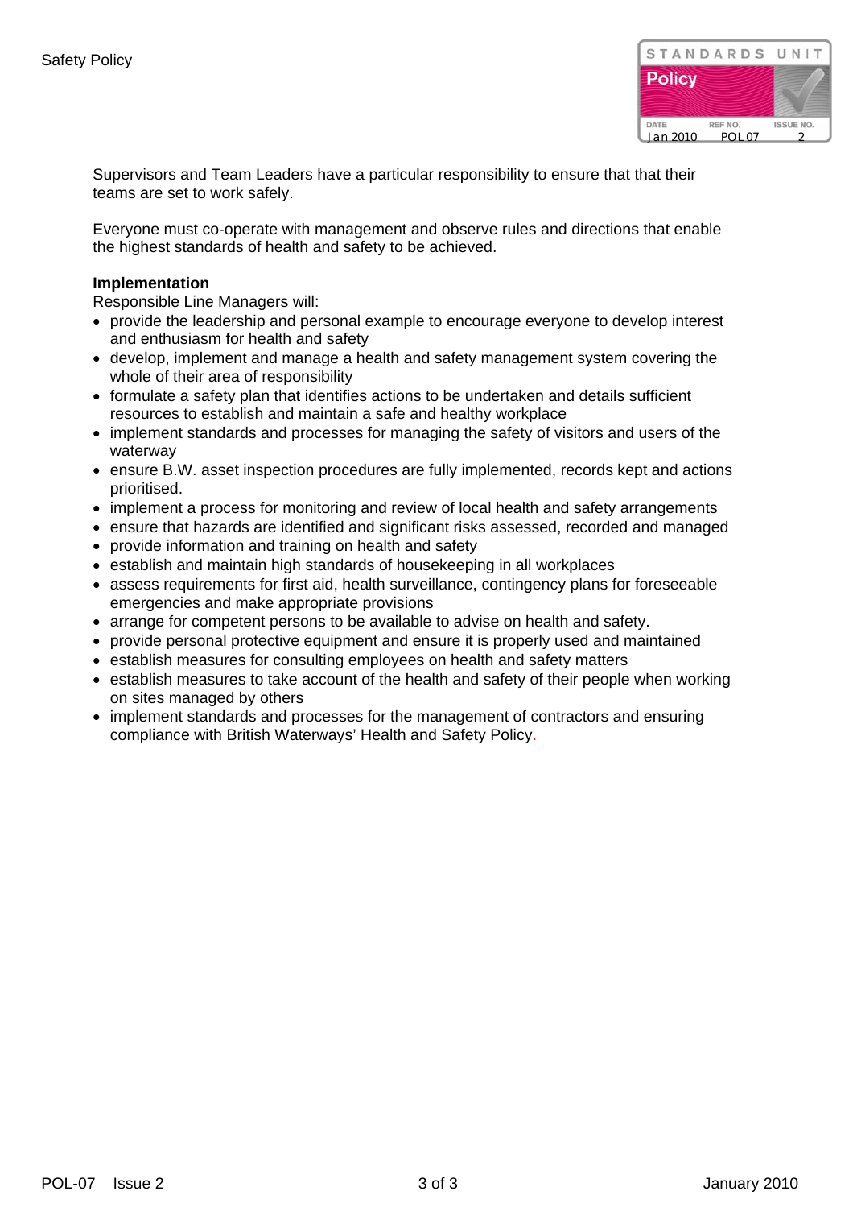Supervisors and Team Leaders have a particular responsibility to ensure that that their teams are set to work safely.

Everyone must co-operate with management and observe rules and directions that enable the highest standards of health and safety to be achieved.

**Implementation**

Responsible Line Managers will:

- provide the leadership and personal example to encourage everyone to develop interest and enthusiasm for health and safety
- develop, implement and manage a health and safety management system covering the whole of their area of responsibility
- formulate a safety plan that identifies actions to be undertaken and details sufficient resources to establish and maintain a safe and healthy workplace
- implement standards and processes for managing the safety of visitors and users of the waterway
- ensure B.W. asset inspection procedures are fully implemented, records kept and actions prioritised.
- implement a process for monitoring and review of local health and safety arrangements
- ensure that hazards are identified and significant risks assessed, recorded and managed
- provide information and training on health and safety
- establish and maintain high standards of housekeeping in all workplaces
- assess requirements for first aid, health surveillance, contingency plans for foreseeable emergencies and make appropriate provisions
- arrange for competent persons to be available to advise on health and safety.
- provide personal protective equipment and ensure it is properly used and maintained
- establish measures for consulting employees on health and safety matters
- establish measures to take account of the health and safety of their people when working on sites managed by others
- implement standards and processes for the management of contractors and ensuring compliance with British Waterways' Health and Safety Policy.